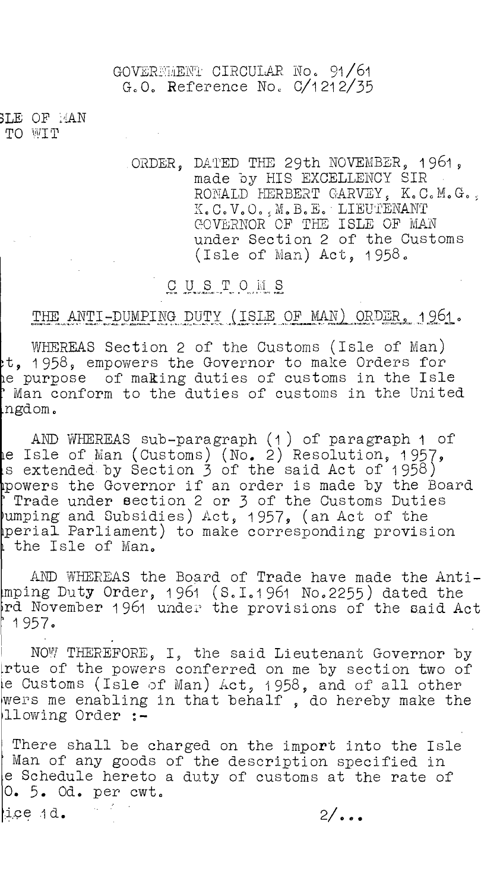GOVERNMENT CIRCULAR No. 91/61
G.O. Reference No. C/1212/35

SLE OF MAN
TO WIT

ORDER, DATED THE 29th NOVEMBER, 1961, made by HIS EXCELLENCY SIR RONALD HERBERT GARVEY, K.C.M.G., K.C.V.O., M.B.E. LIEUTENANT GOVERNOR OF THE ISLE OF MAN under Section 2 of the Customs (Isle of Man) Act, 1958.

## CUSTOMS

## THE ANTI-DUMPING DUTY (ISLE OF MAN) ORDER, 1961.

WHEREAS Section 2 of the Customs (Isle of Man) t, 1958, empowers the Governor to make Orders for e purpose of making duties of customs in the Isle Man conform to the duties of customs in the United ngdom.

AND WHEREAS sub-paragraph (1) of paragraph 1 of e Isle of Man (Customs) (No. 2) Resolution, 1957, s extended by Section 3 of the said Act of 1958) powers the Governor if an order is made by the Board Trade under section 2 or 3 of the Customs Duties umping and Subsidies) Act, 1957, (an Act of the perial Parliament) to make corresponding provision the Isle of Man.

AND WHEREAS the Board of Trade have made the Anti-mping Duty Order, 1961 (S.I.1961 No.2255) dated the rd November 1961 under the provisions of the said Act 1957.

NOW THEREFORE, I, the said Lieutenant Governor by rtue of the powers conferred on me by section two of e Customs (Isle of Man) Act, 1958, and of all other wers me enabling in that behalf, do hereby make the llowing Order :-

There shall be charged on the import into the Isle Man of any goods of the description specified in e Schedule hereto a duty of customs at the rate of 0. 5. 0d. per cwt.

ice 1d.

2/...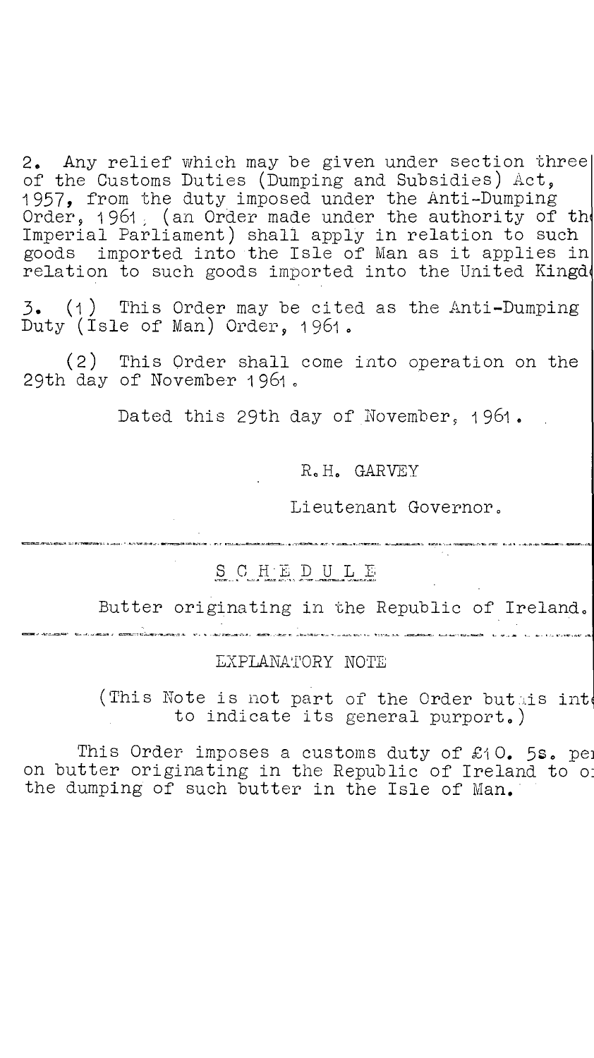2. Any relief which may be given under section three of the Customs Duties (Dumping and Subsidies) Act, 1957, from the duty imposed under the Anti-Dumping Order, 1961, (an Order made under the authority of th Imperial Parliament) shall apply in relation to such goods imported into the Isle of Man as it applies in relation to such goods imported into the United Kingd

3. (1) This Order may be cited as the Anti-Dumping Duty (Isle of Man) Order, 1961.

(2) This Order shall come into operation on the 29th day of November 1961.

Dated this 29th day of November, 1961.

R. H. GARVEY

Lieutenant Governor.

---

## SCHEDULE

Butter originating in the Republic of Ireland.

---

### EXPLANATORY NOTE

(This Note is not part of the Order but is int to indicate its general purport.)

This Order imposes a customs duty of £10. 5s. pe on butter originating in the Republic of Ireland to o the dumping of such butter in the Isle of Man.